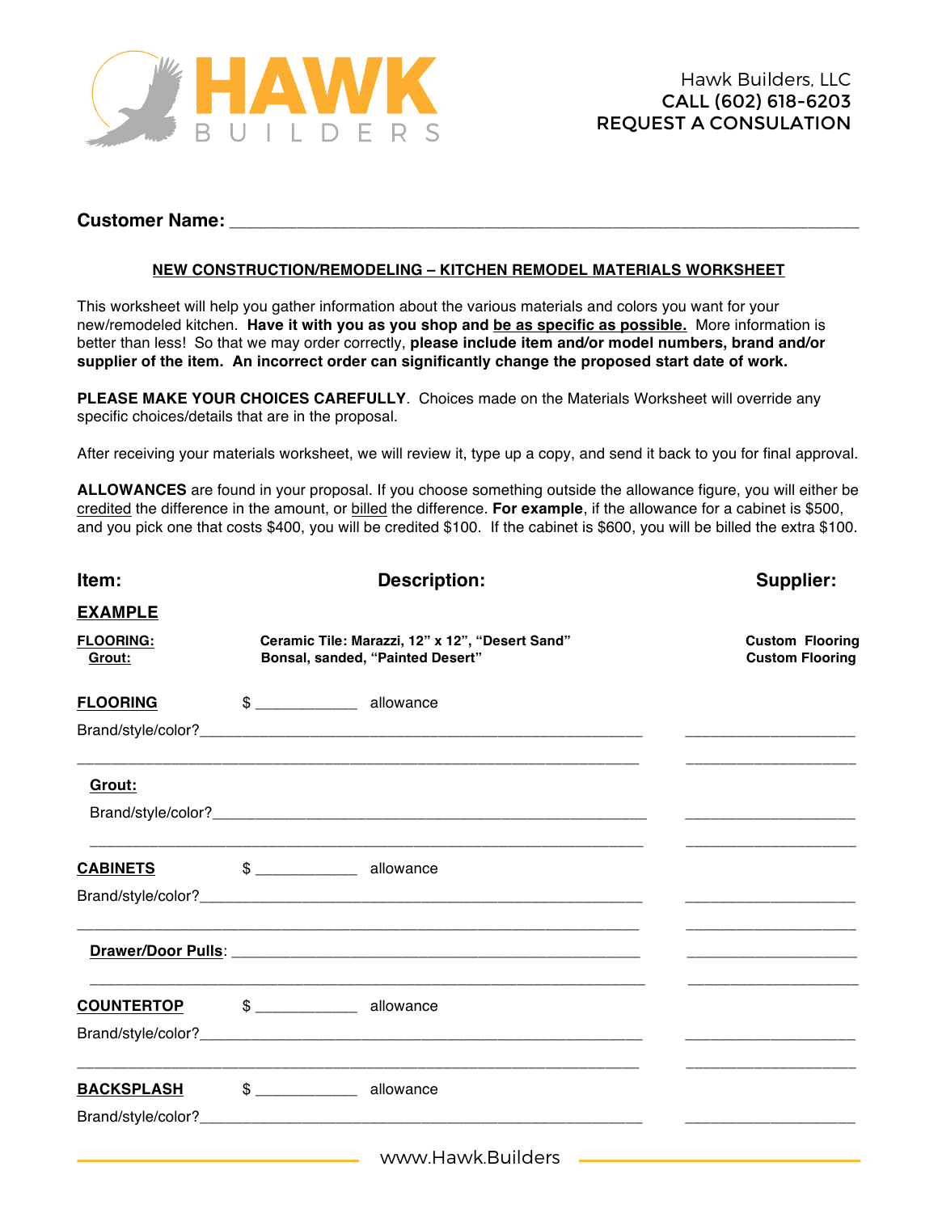HAWK BUILDERS

Hawk Builders, LLC
CALL (602) 618-6203
REQUEST A CONSULATION

**Customer Name:** ______________________________________________________________

**NEW CONSTRUCTION/REMODELING – KITCHEN REMODEL MATERIALS WORKSHEET**

This worksheet will help you gather information about the various materials and colors you want for your new/remodeled kitchen. **Have it with you as you shop and be as specific as possible.** More information is better than less! So that we may order correctly, **please include item and/or model numbers, brand and/or supplier of the item. An incorrect order can significantly change the proposed start date of work.**

**PLEASE MAKE YOUR CHOICES CAREFULLY**. Choices made on the Materials Worksheet will override any specific choices/details that are in the proposal.

After receiving your materials worksheet, we will review it, type up a copy, and send it back to you for final approval.

**ALLOWANCES** are found in your proposal. If you choose something outside the allowance figure, you will either be credited the difference in the amount, or billed the difference. **For example**, if the allowance for a cabinet is $500, and you pick one that costs $400, you will be credited $100. If the cabinet is $600, you will be billed the extra $100.

| Item: | Description: | Supplier: |
|---|---|---|
| **EXAMPLE** | | |
| **FLOORING:** | **Ceramic Tile: Marazzi, 12" x 12", "Desert Sand"** | **Custom Flooring** |
| **Grout:** | **Bonsal, sanded, "Painted Desert"** | **Custom Flooring** |

**FLOORING** $ ____________ allowance

Brand/style/color?____________________________________________________ ____________________

_________________________________________________________________ ____________________

**Grout:**

Brand/style/color?____________________________________________________ ____________________

_________________________________________________________________ ____________________

**CABINETS** $ ____________ allowance

Brand/style/color?____________________________________________________ ____________________

_________________________________________________________________ ____________________

**Drawer/Door Pulls**: ______________________________________________ ____________________

_________________________________________________________________ ____________________

**COUNTERTOP** $ ____________ allowance

Brand/style/color?____________________________________________________ ____________________

_________________________________________________________________ ____________________

**BACKSPLASH** $ ____________ allowance

Brand/style/color?____________________________________________________ ____________________

www.Hawk.Builders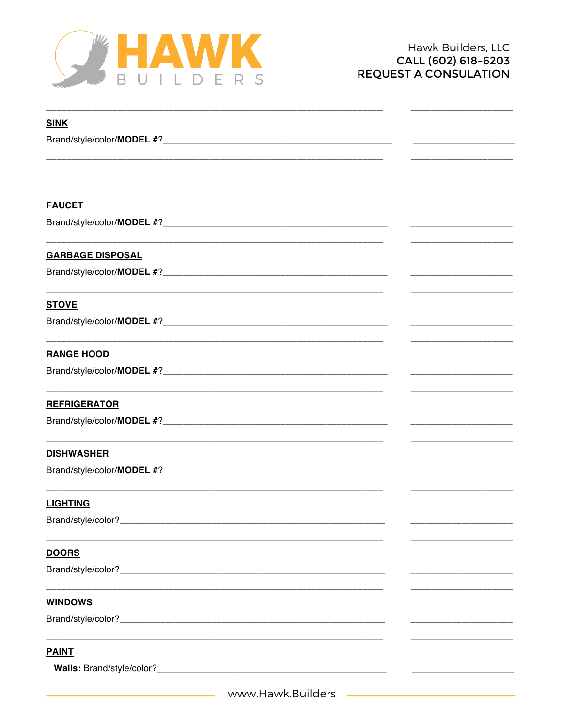Hawk Builders, LLC
CALL (602) 618-6203
REQUEST A CONSULATION

**SINK**

Brand/style/color/**MODEL #**?

**FAUCET**

Brand/style/color/**MODEL #**?

**GARBAGE DISPOSAL**

Brand/style/color/**MODEL #**?

**STOVE**

Brand/style/color/**MODEL #**?

**RANGE HOOD**

Brand/style/color/**MODEL #**?

**REFRIGERATOR**

Brand/style/color/**MODEL #**?

**DISHWASHER**

Brand/style/color/**MODEL #**?

**LIGHTING**

Brand/style/color?

**DOORS**

Brand/style/color?

**WINDOWS**

Brand/style/color?

**PAINT**

**Walls:** Brand/style/color?

www.Hawk.Builders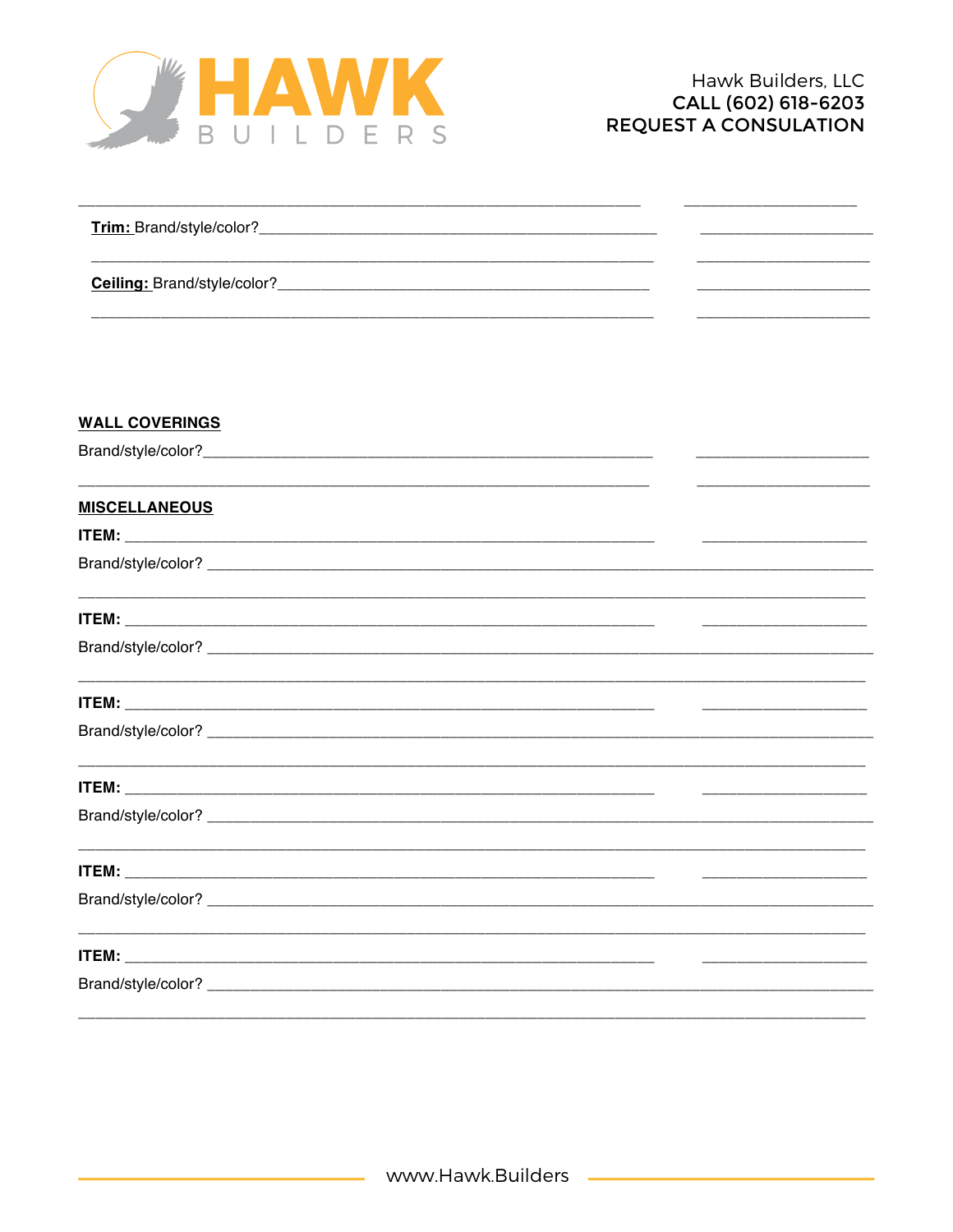________________________________________________________________  ____________________

**Trim:** Brand/style/color?_____________________________________________  ____________________

________________________________________________________________  ____________________

**Ceiling:** Brand/style/color?___________________________________________  ____________________

________________________________________________________________  ____________________

**WALL COVERINGS**

Brand/style/color?_____________________________________________________  ____________________

________________________________________________________________  ____________________

**MISCELLANEOUS**

**ITEM:** ____________________________________________________________  ____________________

Brand/style/color? ______________________________________________________________________________

______________________________________________________________________________________

**ITEM:** ____________________________________________________________  ____________________

Brand/style/color? ______________________________________________________________________________

______________________________________________________________________________________

**ITEM:** ____________________________________________________________  ____________________

Brand/style/color? ______________________________________________________________________________

______________________________________________________________________________________

**ITEM:** ____________________________________________________________  ____________________

Brand/style/color? ______________________________________________________________________________

______________________________________________________________________________________

**ITEM:** ____________________________________________________________  ____________________

Brand/style/color? ______________________________________________________________________________

______________________________________________________________________________________

**ITEM:** ____________________________________________________________  ____________________

Brand/style/color? ______________________________________________________________________________

______________________________________________________________________________________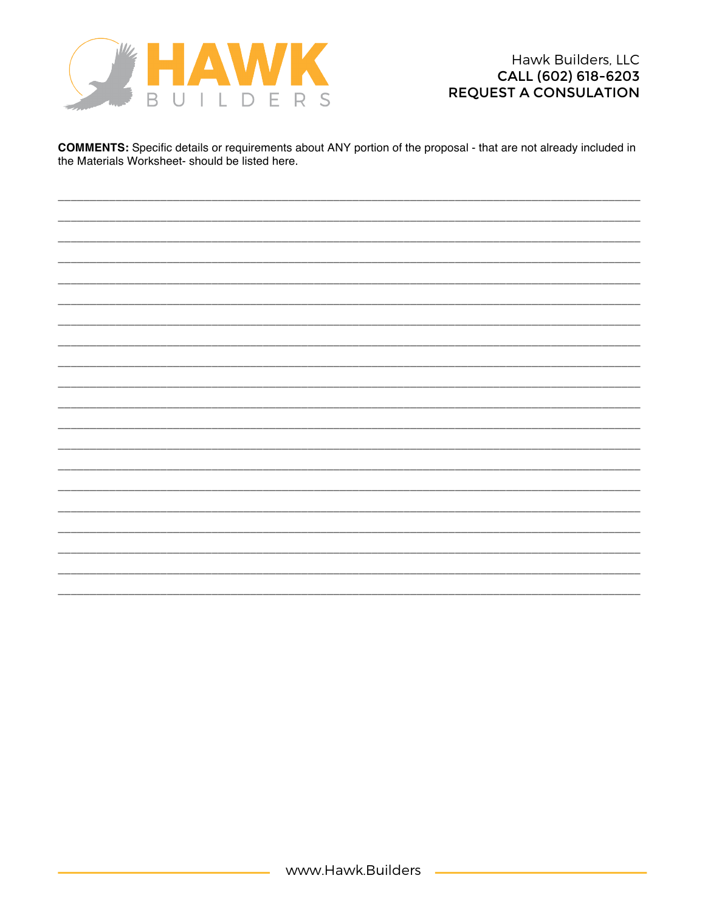Hawk Builders, LLC
CALL (602) 618-6203
REQUEST A CONSULATION

**COMMENTS:** Specific details or requirements about ANY portion of the proposal - that are not already included in the Materials Worksheet- should be listed here.

\_\_\_\_\_\_\_\_\_\_\_\_\_\_\_\_\_\_\_\_\_\_\_\_\_\_\_\_\_\_\_\_\_\_\_\_\_\_\_\_\_\_\_\_\_\_\_\_\_\_\_\_\_\_\_\_\_\_\_\_\_\_\_\_\_\_\_\_\_\_\_\_\_\_\_\_\_\_\_\_
\_\_\_\_\_\_\_\_\_\_\_\_\_\_\_\_\_\_\_\_\_\_\_\_\_\_\_\_\_\_\_\_\_\_\_\_\_\_\_\_\_\_\_\_\_\_\_\_\_\_\_\_\_\_\_\_\_\_\_\_\_\_\_\_\_\_\_\_\_\_\_\_\_\_\_\_\_\_\_\_
\_\_\_\_\_\_\_\_\_\_\_\_\_\_\_\_\_\_\_\_\_\_\_\_\_\_\_\_\_\_\_\_\_\_\_\_\_\_\_\_\_\_\_\_\_\_\_\_\_\_\_\_\_\_\_\_\_\_\_\_\_\_\_\_\_\_\_\_\_\_\_\_\_\_\_\_\_\_\_\_
\_\_\_\_\_\_\_\_\_\_\_\_\_\_\_\_\_\_\_\_\_\_\_\_\_\_\_\_\_\_\_\_\_\_\_\_\_\_\_\_\_\_\_\_\_\_\_\_\_\_\_\_\_\_\_\_\_\_\_\_\_\_\_\_\_\_\_\_\_\_\_\_\_\_\_\_\_\_\_\_
\_\_\_\_\_\_\_\_\_\_\_\_\_\_\_\_\_\_\_\_\_\_\_\_\_\_\_\_\_\_\_\_\_\_\_\_\_\_\_\_\_\_\_\_\_\_\_\_\_\_\_\_\_\_\_\_\_\_\_\_\_\_\_\_\_\_\_\_\_\_\_\_\_\_\_\_\_\_\_\_
\_\_\_\_\_\_\_\_\_\_\_\_\_\_\_\_\_\_\_\_\_\_\_\_\_\_\_\_\_\_\_\_\_\_\_\_\_\_\_\_\_\_\_\_\_\_\_\_\_\_\_\_\_\_\_\_\_\_\_\_\_\_\_\_\_\_\_\_\_\_\_\_\_\_\_\_\_\_\_\_
\_\_\_\_\_\_\_\_\_\_\_\_\_\_\_\_\_\_\_\_\_\_\_\_\_\_\_\_\_\_\_\_\_\_\_\_\_\_\_\_\_\_\_\_\_\_\_\_\_\_\_\_\_\_\_\_\_\_\_\_\_\_\_\_\_\_\_\_\_\_\_\_\_\_\_\_\_\_\_\_
\_\_\_\_\_\_\_\_\_\_\_\_\_\_\_\_\_\_\_\_\_\_\_\_\_\_\_\_\_\_\_\_\_\_\_\_\_\_\_\_\_\_\_\_\_\_\_\_\_\_\_\_\_\_\_\_\_\_\_\_\_\_\_\_\_\_\_\_\_\_\_\_\_\_\_\_\_\_\_\_
\_\_\_\_\_\_\_\_\_\_\_\_\_\_\_\_\_\_\_\_\_\_\_\_\_\_\_\_\_\_\_\_\_\_\_\_\_\_\_\_\_\_\_\_\_\_\_\_\_\_\_\_\_\_\_\_\_\_\_\_\_\_\_\_\_\_\_\_\_\_\_\_\_\_\_\_\_\_\_\_
\_\_\_\_\_\_\_\_\_\_\_\_\_\_\_\_\_\_\_\_\_\_\_\_\_\_\_\_\_\_\_\_\_\_\_\_\_\_\_\_\_\_\_\_\_\_\_\_\_\_\_\_\_\_\_\_\_\_\_\_\_\_\_\_\_\_\_\_\_\_\_\_\_\_\_\_\_\_\_\_
\_\_\_\_\_\_\_\_\_\_\_\_\_\_\_\_\_\_\_\_\_\_\_\_\_\_\_\_\_\_\_\_\_\_\_\_\_\_\_\_\_\_\_\_\_\_\_\_\_\_\_\_\_\_\_\_\_\_\_\_\_\_\_\_\_\_\_\_\_\_\_\_\_\_\_\_\_\_\_\_
\_\_\_\_\_\_\_\_\_\_\_\_\_\_\_\_\_\_\_\_\_\_\_\_\_\_\_\_\_\_\_\_\_\_\_\_\_\_\_\_\_\_\_\_\_\_\_\_\_\_\_\_\_\_\_\_\_\_\_\_\_\_\_\_\_\_\_\_\_\_\_\_\_\_\_\_\_\_\_\_
\_\_\_\_\_\_\_\_\_\_\_\_\_\_\_\_\_\_\_\_\_\_\_\_\_\_\_\_\_\_\_\_\_\_\_\_\_\_\_\_\_\_\_\_\_\_\_\_\_\_\_\_\_\_\_\_\_\_\_\_\_\_\_\_\_\_\_\_\_\_\_\_\_\_\_\_\_\_\_\_
\_\_\_\_\_\_\_\_\_\_\_\_\_\_\_\_\_\_\_\_\_\_\_\_\_\_\_\_\_\_\_\_\_\_\_\_\_\_\_\_\_\_\_\_\_\_\_\_\_\_\_\_\_\_\_\_\_\_\_\_\_\_\_\_\_\_\_\_\_\_\_\_\_\_\_\_\_\_\_\_
\_\_\_\_\_\_\_\_\_\_\_\_\_\_\_\_\_\_\_\_\_\_\_\_\_\_\_\_\_\_\_\_\_\_\_\_\_\_\_\_\_\_\_\_\_\_\_\_\_\_\_\_\_\_\_\_\_\_\_\_\_\_\_\_\_\_\_\_\_\_\_\_\_\_\_\_\_\_\_\_
\_\_\_\_\_\_\_\_\_\_\_\_\_\_\_\_\_\_\_\_\_\_\_\_\_\_\_\_\_\_\_\_\_\_\_\_\_\_\_\_\_\_\_\_\_\_\_\_\_\_\_\_\_\_\_\_\_\_\_\_\_\_\_\_\_\_\_\_\_\_\_\_\_\_\_\_\_\_\_\_
\_\_\_\_\_\_\_\_\_\_\_\_\_\_\_\_\_\_\_\_\_\_\_\_\_\_\_\_\_\_\_\_\_\_\_\_\_\_\_\_\_\_\_\_\_\_\_\_\_\_\_\_\_\_\_\_\_\_\_\_\_\_\_\_\_\_\_\_\_\_\_\_\_\_\_\_\_\_\_\_
\_\_\_\_\_\_\_\_\_\_\_\_\_\_\_\_\_\_\_\_\_\_\_\_\_\_\_\_\_\_\_\_\_\_\_\_\_\_\_\_\_\_\_\_\_\_\_\_\_\_\_\_\_\_\_\_\_\_\_\_\_\_\_\_\_\_\_\_\_\_\_\_\_\_\_\_\_\_\_\_
\_\_\_\_\_\_\_\_\_\_\_\_\_\_\_\_\_\_\_\_\_\_\_\_\_\_\_\_\_\_\_\_\_\_\_\_\_\_\_\_\_\_\_\_\_\_\_\_\_\_\_\_\_\_\_\_\_\_\_\_\_\_\_\_\_\_\_\_\_\_\_\_\_\_\_\_\_\_\_\_
\_\_\_\_\_\_\_\_\_\_\_\_\_\_\_\_\_\_\_\_\_\_\_\_\_\_\_\_\_\_\_\_\_\_\_\_\_\_\_\_\_\_\_\_\_\_\_\_\_\_\_\_\_\_\_\_\_\_\_\_\_\_\_\_\_\_\_\_\_\_\_\_\_\_\_\_\_\_\_\_

www.Hawk.Builders